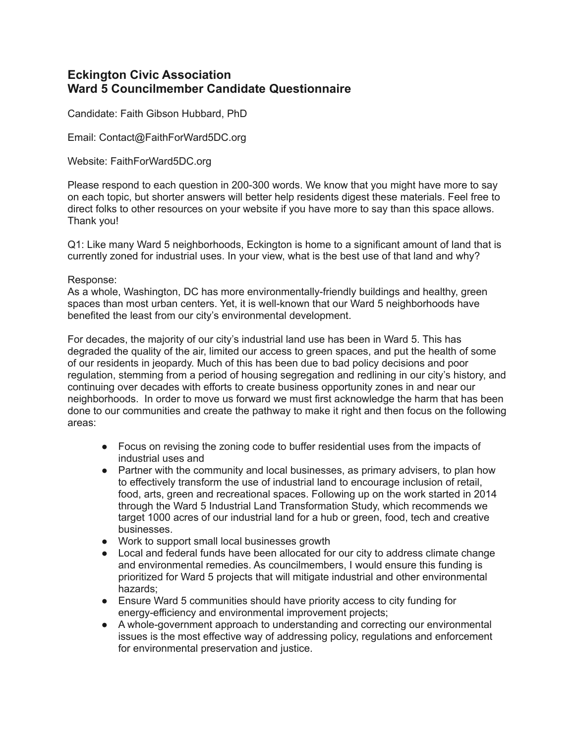# Eckington Civic Association
# Ward 5 Councilmember Candidate Questionnaire

Candidate: Faith Gibson Hubbard, PhD

Email: Contact@FaithForWard5DC.org

Website: FaithForWard5DC.org

Please respond to each question in 200-300 words. We know that you might have more to say on each topic, but shorter answers will better help residents digest these materials. Feel free to direct folks to other resources on your website if you have more to say than this space allows. Thank you!

Q1: Like many Ward 5 neighborhoods, Eckington is home to a significant amount of land that is currently zoned for industrial uses. In your view, what is the best use of that land and why?

Response:
As a whole, Washington, DC has more environmentally-friendly buildings and healthy, green spaces than most urban centers. Yet, it is well-known that our Ward 5 neighborhoods have benefited the least from our city's environmental development.

For decades, the majority of our city's industrial land use has been in Ward 5. This has degraded the quality of the air, limited our access to green spaces, and put the health of some of our residents in jeopardy. Much of this has been due to bad policy decisions and poor regulation, stemming from a period of housing segregation and redlining in our city's history, and continuing over decades with efforts to create business opportunity zones in and near our neighborhoods. In order to move us forward we must first acknowledge the harm that has been done to our communities and create the pathway to make it right and then focus on the following areas:

- Focus on revising the zoning code to buffer residential uses from the impacts of industrial uses and
- Partner with the community and local businesses, as primary advisers, to plan how to effectively transform the use of industrial land to encourage inclusion of retail, food, arts, green and recreational spaces. Following up on the work started in 2014 through the Ward 5 Industrial Land Transformation Study, which recommends we target 1000 acres of our industrial land for a hub or green, food, tech and creative businesses.
- Work to support small local businesses growth
- Local and federal funds have been allocated for our city to address climate change and environmental remedies. As councilmembers, I would ensure this funding is prioritized for Ward 5 projects that will mitigate industrial and other environmental hazards;
- Ensure Ward 5 communities should have priority access to city funding for energy-efficiency and environmental improvement projects;
- A whole-government approach to understanding and correcting our environmental issues is the most effective way of addressing policy, regulations and enforcement for environmental preservation and justice.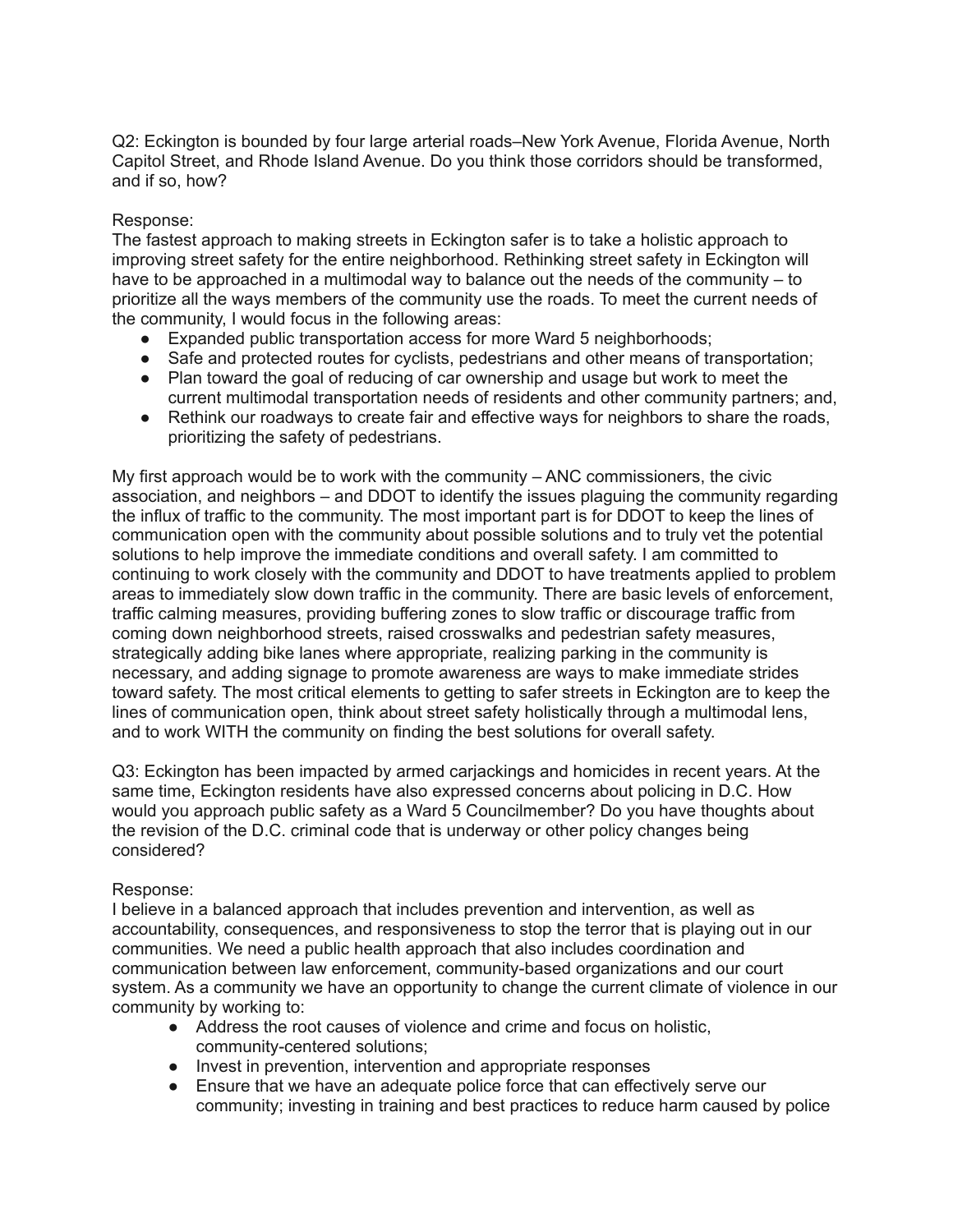Q2: Eckington is bounded by four large arterial roads–New York Avenue, Florida Avenue, North Capitol Street, and Rhode Island Avenue. Do you think those corridors should be transformed, and if so, how?

Response:
The fastest approach to making streets in Eckington safer is to take a holistic approach to improving street safety for the entire neighborhood. Rethinking street safety in Eckington will have to be approached in a multimodal way to balance out the needs of the community – to prioritize all the ways members of the community use the roads. To meet the current needs of the community, I would focus in the following areas:

- Expanded public transportation access for more Ward 5 neighborhoods;
- Safe and protected routes for cyclists, pedestrians and other means of transportation;
- Plan toward the goal of reducing of car ownership and usage but work to meet the current multimodal transportation needs of residents and other community partners; and,
- Rethink our roadways to create fair and effective ways for neighbors to share the roads, prioritizing the safety of pedestrians.

My first approach would be to work with the community – ANC commissioners, the civic association, and neighbors – and DDOT to identify the issues plaguing the community regarding the influx of traffic to the community. The most important part is for DDOT to keep the lines of communication open with the community about possible solutions and to truly vet the potential solutions to help improve the immediate conditions and overall safety. I am committed to continuing to work closely with the community and DDOT to have treatments applied to problem areas to immediately slow down traffic in the community. There are basic levels of enforcement, traffic calming measures, providing buffering zones to slow traffic or discourage traffic from coming down neighborhood streets, raised crosswalks and pedestrian safety measures, strategically adding bike lanes where appropriate, realizing parking in the community is necessary, and adding signage to promote awareness are ways to make immediate strides toward safety. The most critical elements to getting to safer streets in Eckington are to keep the lines of communication open, think about street safety holistically through a multimodal lens, and to work WITH the community on finding the best solutions for overall safety.

Q3: Eckington has been impacted by armed carjackings and homicides in recent years. At the same time, Eckington residents have also expressed concerns about policing in D.C. How would you approach public safety as a Ward 5 Councilmember? Do you have thoughts about the revision of the D.C. criminal code that is underway or other policy changes being considered?

Response:
I believe in a balanced approach that includes prevention and intervention, as well as accountability, consequences, and responsiveness to stop the terror that is playing out in our communities. We need a public health approach that also includes coordination and communication between law enforcement, community-based organizations and our court system. As a community we have an opportunity to change the current climate of violence in our community by working to:

- Address the root causes of violence and crime and focus on holistic, community-centered solutions;
- Invest in prevention, intervention and appropriate responses
- Ensure that we have an adequate police force that can effectively serve our community; investing in training and best practices to reduce harm caused by police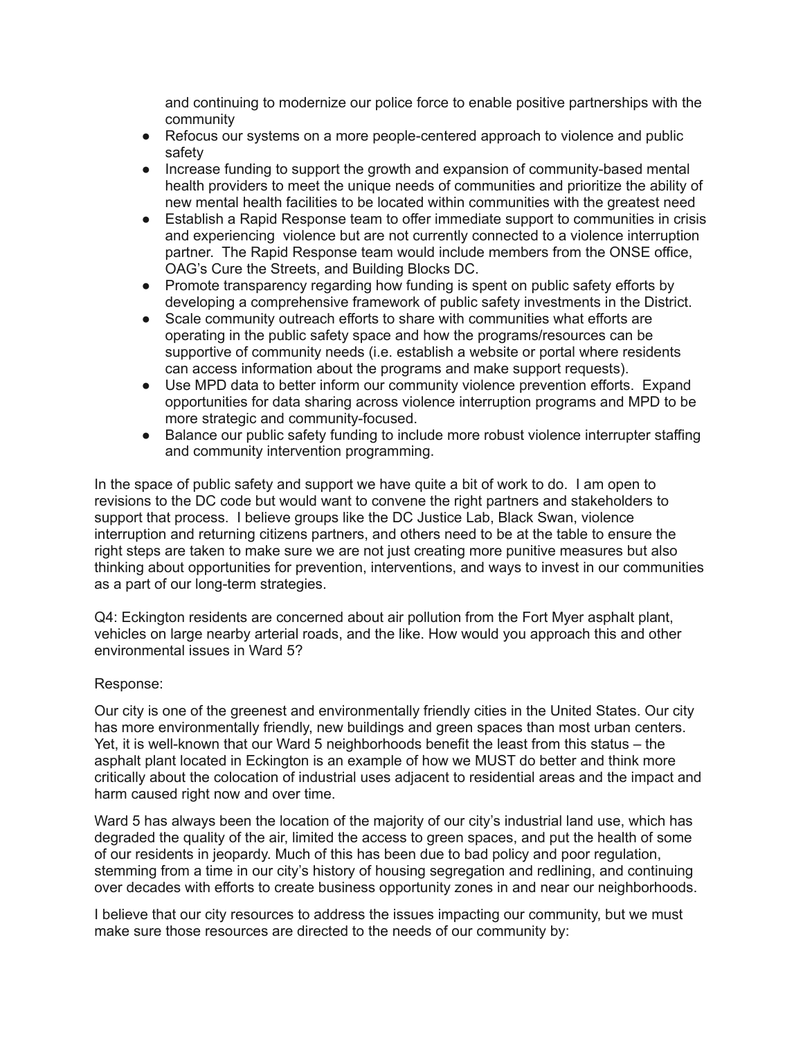and continuing to modernize our police force to enable positive partnerships with the community

- Refocus our systems on a more people-centered approach to violence and public safety
- Increase funding to support the growth and expansion of community-based mental health providers to meet the unique needs of communities and prioritize the ability of new mental health facilities to be located within communities with the greatest need
- Establish a Rapid Response team to offer immediate support to communities in crisis and experiencing violence but are not currently connected to a violence interruption partner. The Rapid Response team would include members from the ONSE office, OAG's Cure the Streets, and Building Blocks DC.
- Promote transparency regarding how funding is spent on public safety efforts by developing a comprehensive framework of public safety investments in the District.
- Scale community outreach efforts to share with communities what efforts are operating in the public safety space and how the programs/resources can be supportive of community needs (i.e. establish a website or portal where residents can access information about the programs and make support requests).
- Use MPD data to better inform our community violence prevention efforts. Expand opportunities for data sharing across violence interruption programs and MPD to be more strategic and community-focused.
- Balance our public safety funding to include more robust violence interrupter staffing and community intervention programming.

In the space of public safety and support we have quite a bit of work to do. I am open to revisions to the DC code but would want to convene the right partners and stakeholders to support that process. I believe groups like the DC Justice Lab, Black Swan, violence interruption and returning citizens partners, and others need to be at the table to ensure the right steps are taken to make sure we are not just creating more punitive measures but also thinking about opportunities for prevention, interventions, and ways to invest in our communities as a part of our long-term strategies.

Q4: Eckington residents are concerned about air pollution from the Fort Myer asphalt plant, vehicles on large nearby arterial roads, and the like. How would you approach this and other environmental issues in Ward 5?

Response:

Our city is one of the greenest and environmentally friendly cities in the United States. Our city has more environmentally friendly, new buildings and green spaces than most urban centers. Yet, it is well-known that our Ward 5 neighborhoods benefit the least from this status – the asphalt plant located in Eckington is an example of how we MUST do better and think more critically about the colocation of industrial uses adjacent to residential areas and the impact and harm caused right now and over time.

Ward 5 has always been the location of the majority of our city's industrial land use, which has degraded the quality of the air, limited the access to green spaces, and put the health of some of our residents in jeopardy. Much of this has been due to bad policy and poor regulation, stemming from a time in our city's history of housing segregation and redlining, and continuing over decades with efforts to create business opportunity zones in and near our neighborhoods.

I believe that our city resources to address the issues impacting our community, but we must make sure those resources are directed to the needs of our community by: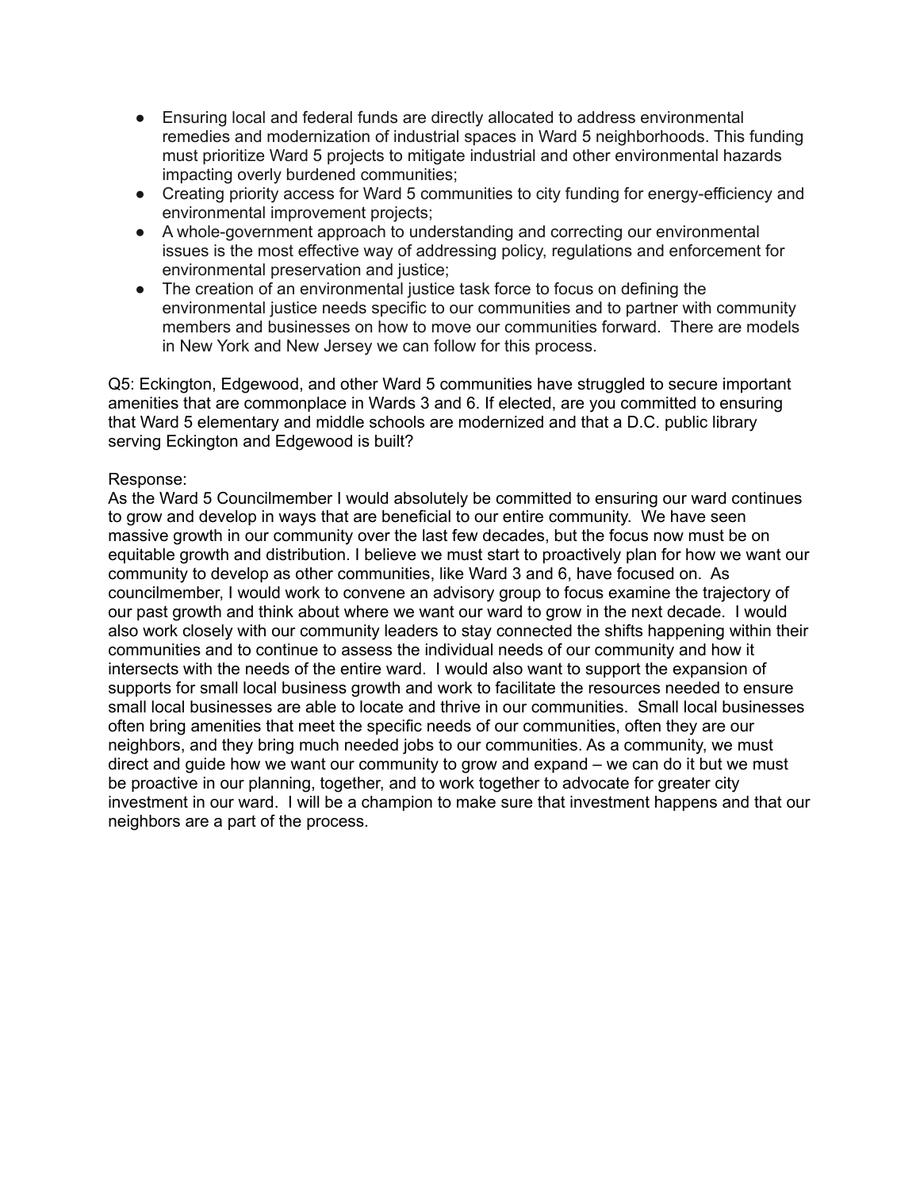- Ensuring local and federal funds are directly allocated to address environmental remedies and modernization of industrial spaces in Ward 5 neighborhoods. This funding must prioritize Ward 5 projects to mitigate industrial and other environmental hazards impacting overly burdened communities;
- Creating priority access for Ward 5 communities to city funding for energy-efficiency and environmental improvement projects;
- A whole-government approach to understanding and correcting our environmental issues is the most effective way of addressing policy, regulations and enforcement for environmental preservation and justice;
- The creation of an environmental justice task force to focus on defining the environmental justice needs specific to our communities and to partner with community members and businesses on how to move our communities forward. There are models in New York and New Jersey we can follow for this process.

Q5: Eckington, Edgewood, and other Ward 5 communities have struggled to secure important amenities that are commonplace in Wards 3 and 6. If elected, are you committed to ensuring that Ward 5 elementary and middle schools are modernized and that a D.C. public library serving Eckington and Edgewood is built?

Response:
As the Ward 5 Councilmember I would absolutely be committed to ensuring our ward continues to grow and develop in ways that are beneficial to our entire community. We have seen massive growth in our community over the last few decades, but the focus now must be on equitable growth and distribution. I believe we must start to proactively plan for how we want our community to develop as other communities, like Ward 3 and 6, have focused on. As councilmember, I would work to convene an advisory group to focus examine the trajectory of our past growth and think about where we want our ward to grow in the next decade. I would also work closely with our community leaders to stay connected the shifts happening within their communities and to continue to assess the individual needs of our community and how it intersects with the needs of the entire ward. I would also want to support the expansion of supports for small local business growth and work to facilitate the resources needed to ensure small local businesses are able to locate and thrive in our communities. Small local businesses often bring amenities that meet the specific needs of our communities, often they are our neighbors, and they bring much needed jobs to our communities. As a community, we must direct and guide how we want our community to grow and expand – we can do it but we must be proactive in our planning, together, and to work together to advocate for greater city investment in our ward. I will be a champion to make sure that investment happens and that our neighbors are a part of the process.